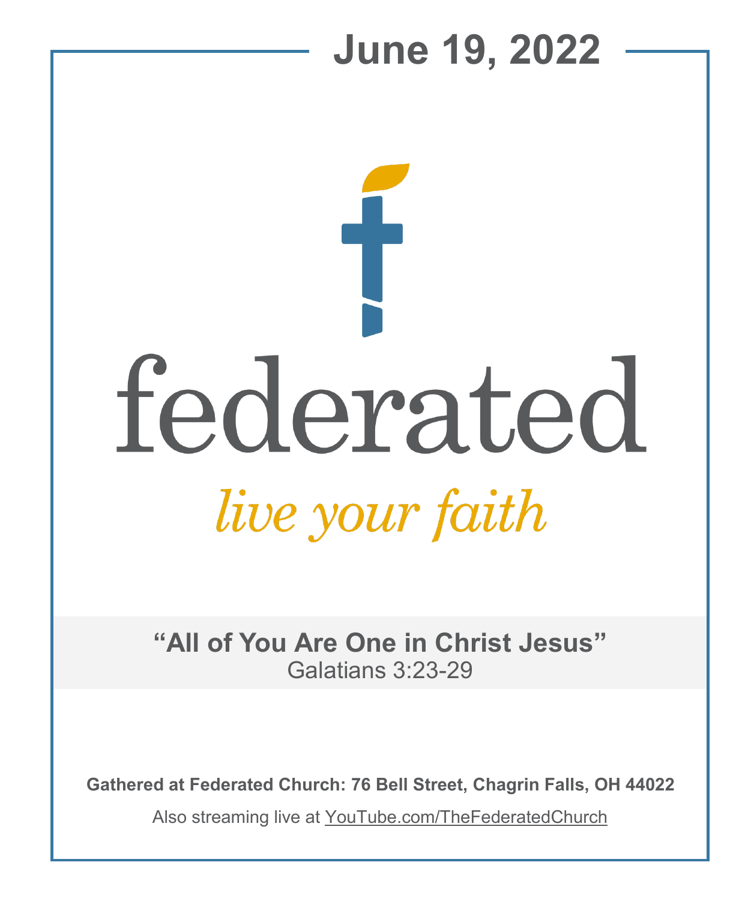# June 19, 2022

# federated

*live your faith*

**"All of You Are One in Christ Jesus"**
Galatians 3:23-29

**Gathered at Federated Church: 76 Bell Street, Chagrin Falls, OH 44022**

Also streaming live at YouTube.com/TheFederatedChurch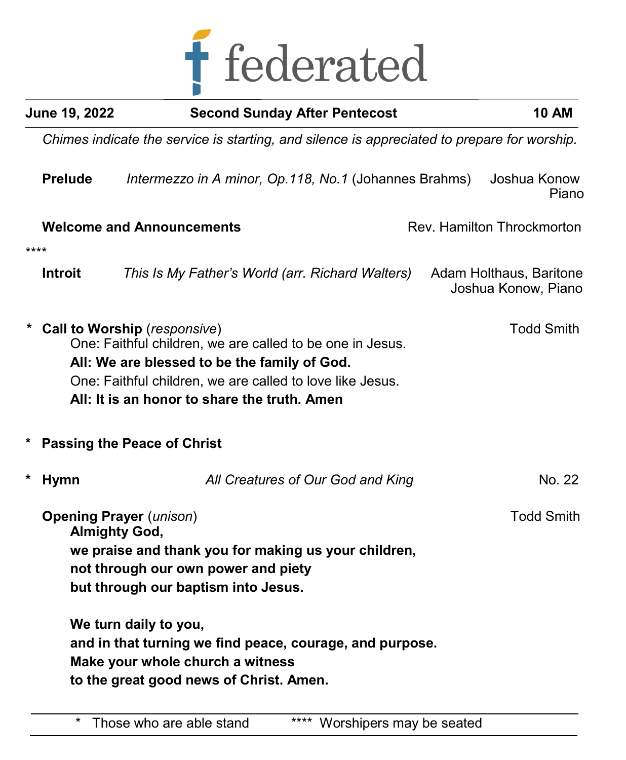# federated

**June 19, 2022** | **Second Sunday After Pentecost** | **10 AM**

*Chimes indicate the service is starting, and silence is appreciated to prepare for worship.*

**Prelude** *Intermezzo in A minor, Op.118, No.1* (Johannes Brahms) — Joshua Konow, Piano

**Welcome and Announcements** — Rev. Hamilton Throckmorton

****

**Introit** *This Is My Father's World (arr. Richard Walters)* — Adam Holthaus, Baritone; Joshua Konow, Piano

\* **Call to Worship** (*responsive*) — Todd Smith

One: Faithful children, we are called to be one in Jesus.
**All: We are blessed to be the family of God.**
One: Faithful children, we are called to love like Jesus.
**All: It is an honor to share the truth. Amen**

\* **Passing the Peace of Christ**

\* **Hymn** *All Creatures of Our God and King* — No. 22

**Opening Prayer** (*unison*) — Todd Smith

**Almighty God,**
**we praise and thank you for making us your children,**
**not through our own power and piety**
**but through our baptism into Jesus.**

**We turn daily to you,**
**and in that turning we find peace, courage, and purpose.**
**Make your whole church a witness**
**to the great good news of Christ. Amen.**

---

\* Those who are able stand    **** Worshipers may be seated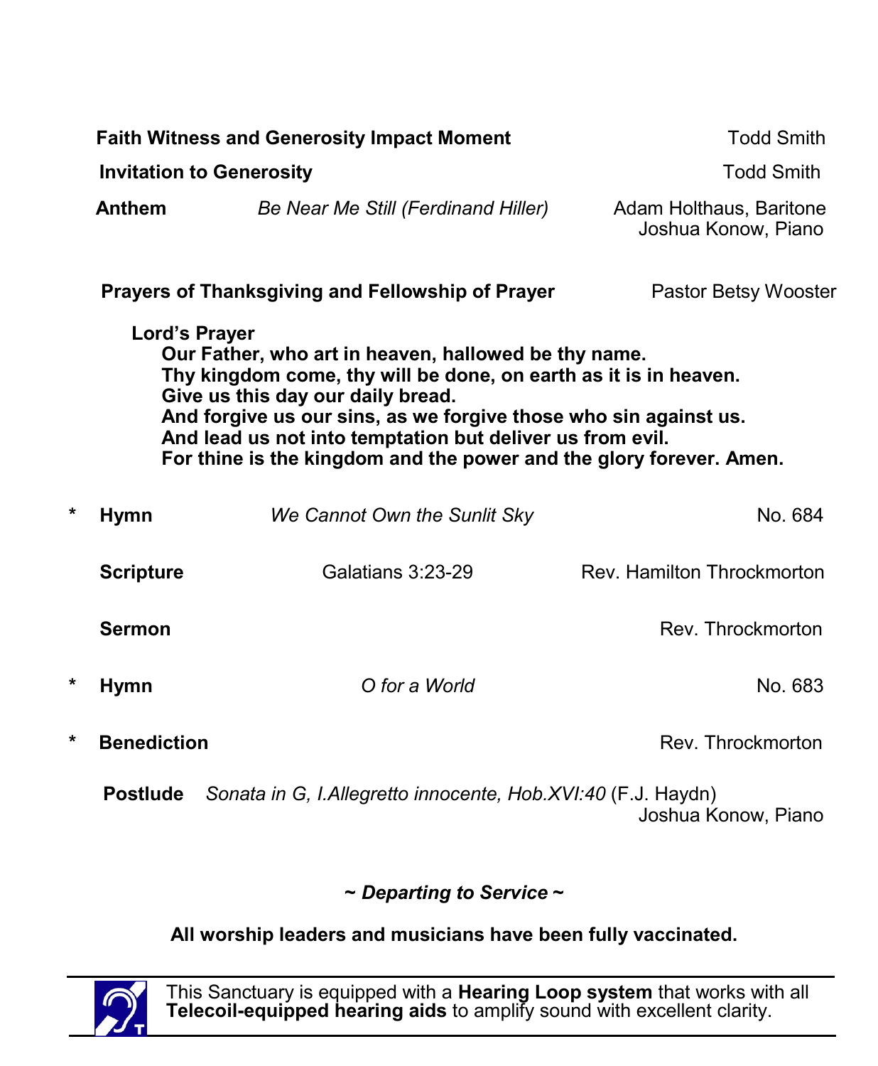**Faith Witness and Generosity Impact Moment** — Todd Smith

**Invitation to Generosity** — Todd Smith

**Anthem** — *Be Near Me Still (Ferdinand Hiller)* — Adam Holthaus, Baritone; Joshua Konow, Piano

**Prayers of Thanksgiving and Fellowship of Prayer** — Pastor Betsy Wooster

**Lord's Prayer**

**Our Father, who art in heaven, hallowed be thy name.**
**Thy kingdom come, thy will be done, on earth as it is in heaven.**
**Give us this day our daily bread.**
**And forgive us our sins, as we forgive those who sin against us.**
**And lead us not into temptation but deliver us from evil.**
**For thine is the kingdom and the power and the glory forever. Amen.**

\* **Hymn** — *We Cannot Own the Sunlit Sky* — No. 684

**Scripture** — Galatians 3:23-29 — Rev. Hamilton Throckmorton

**Sermon** — Rev. Throckmorton

\* **Hymn** — *O for a World* — No. 683

\* **Benediction** — Rev. Throckmorton

**Postlude** — *Sonata in G, I.Allegretto innocente, Hob.XVI:40* (F.J. Haydn) — Joshua Konow, Piano

***~ Departing to Service ~***

**All worship leaders and musicians have been fully vaccinated.**

---

This Sanctuary is equipped with a **Hearing Loop system** that works with all **Telecoil-equipped hearing aids** to amplify sound with excellent clarity.

---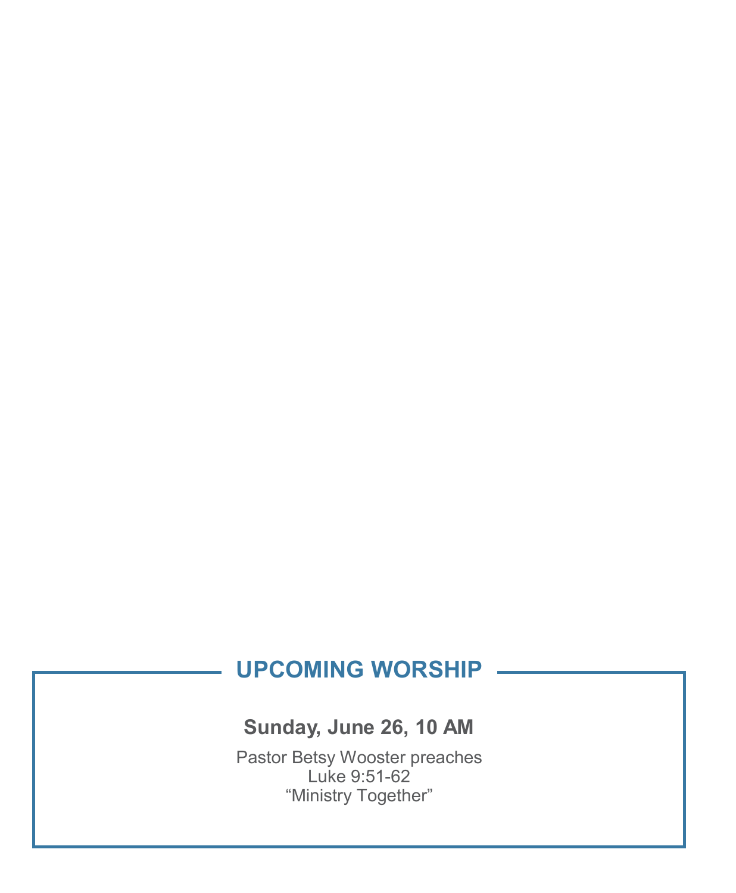## UPCOMING WORSHIP

**Sunday, June 26, 10 AM**

Pastor Betsy Wooster preaches
Luke 9:51-62
“Ministry Together”